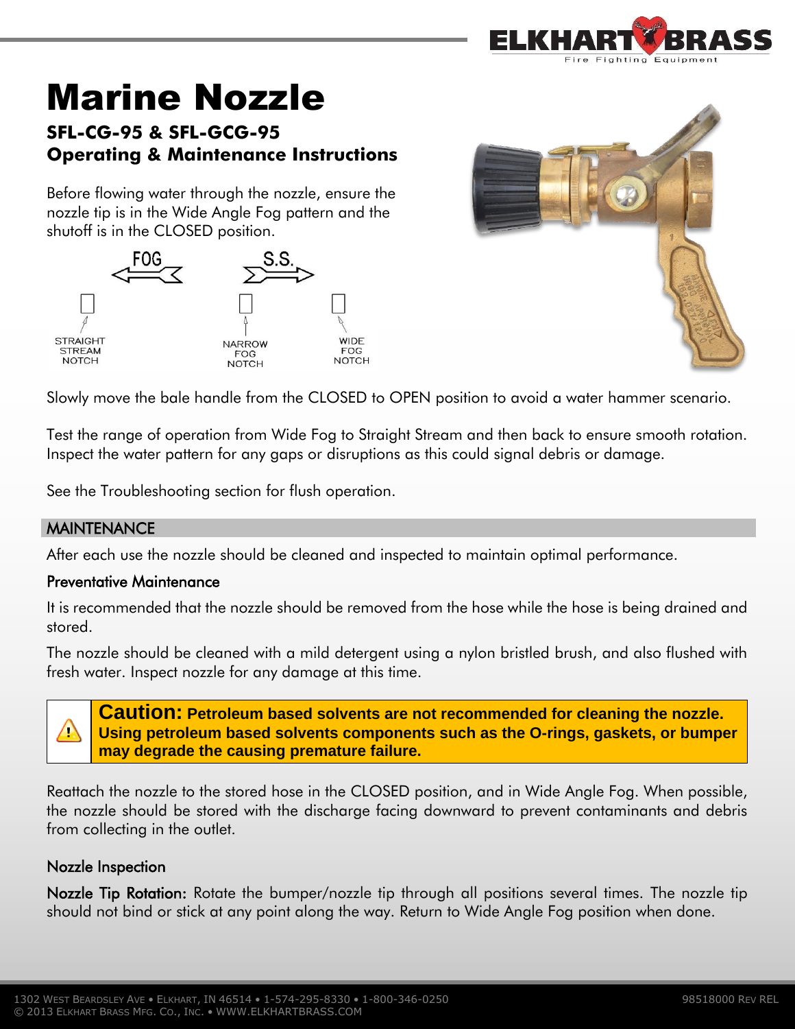# Marine Nozzle

### SFL-CG-95 & SFL-GCG-95
### Operating & Maintenance Instructions

Before flowing water through the nozzle, ensure the nozzle tip is in the Wide Angle Fog pattern and the shutoff is in the CLOSED position.

FOG S.S.

STRAIGHT STREAM NOTCH NARROW FOG NOTCH WIDE FOG NOTCH

Slowly move the bale handle from the CLOSED to OPEN position to avoid a water hammer scenario.

Test the range of operation from Wide Fog to Straight Stream and then back to ensure smooth rotation. Inspect the water pattern for any gaps or disruptions as this could signal debris or damage.

See the Troubleshooting section for flush operation.

## MAINTENANCE

After each use the nozzle should be cleaned and inspected to maintain optimal performance.

### Preventative Maintenance

It is recommended that the nozzle should be removed from the hose while the hose is being drained and stored.

The nozzle should be cleaned with a mild detergent using a nylon bristled brush, and also flushed with fresh water. Inspect nozzle for any damage at this time.

> ⚠ **Caution: Petroleum based solvents are not recommended for cleaning the nozzle. Using petroleum based solvents components such as the O-rings, gaskets, or bumper may degrade the causing premature failure.**

Reattach the nozzle to the stored hose in the CLOSED position, and in Wide Angle Fog. When possible, the nozzle should be stored with the discharge facing downward to prevent contaminants and debris from collecting in the outlet.

### Nozzle Inspection

**Nozzle Tip Rotation:** Rotate the bumper/nozzle tip through all positions several times. The nozzle tip should not bind or stick at any point along the way. Return to Wide Angle Fog position when done.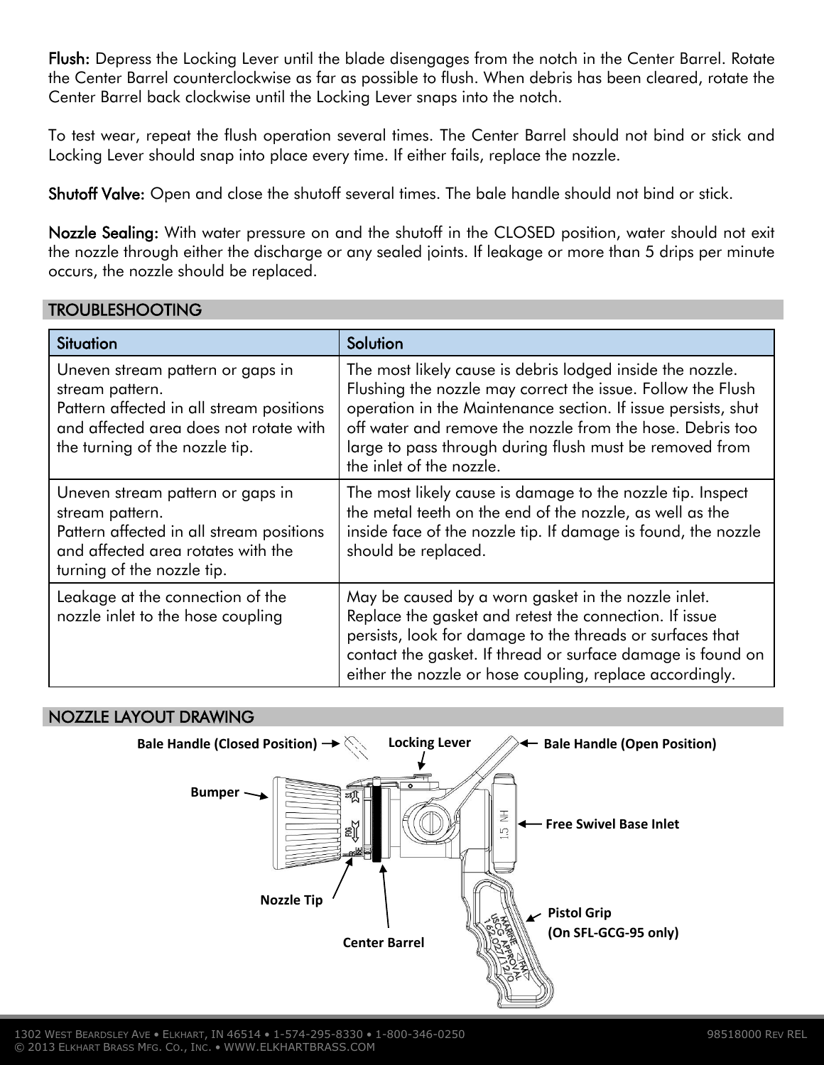**Flush:** Depress the Locking Lever until the blade disengages from the notch in the Center Barrel. Rotate the Center Barrel counterclockwise as far as possible to flush. When debris has been cleared, rotate the Center Barrel back clockwise until the Locking Lever snaps into the notch.

To test wear, repeat the flush operation several times. The Center Barrel should not bind or stick and Locking Lever should snap into place every time. If either fails, replace the nozzle.

**Shutoff Valve:** Open and close the shutoff several times. The bale handle should not bind or stick.

**Nozzle Sealing:** With water pressure on and the shutoff in the CLOSED position, water should not exit the nozzle through either the discharge or any sealed joints. If leakage or more than 5 drips per minute occurs, the nozzle should be replaced.

## TROUBLESHOOTING

| Situation | Solution |
| --- | --- |
| Uneven stream pattern or gaps in stream pattern. Pattern affected in all stream positions and affected area does not rotate with the turning of the nozzle tip. | The most likely cause is debris lodged inside the nozzle. Flushing the nozzle may correct the issue. Follow the Flush operation in the Maintenance section. If issue persists, shut off water and remove the nozzle from the hose. Debris too large to pass through during flush must be removed from the inlet of the nozzle. |
| Uneven stream pattern or gaps in stream pattern. Pattern affected in all stream positions and affected area rotates with the turning of the nozzle tip. | The most likely cause is damage to the nozzle tip. Inspect the metal teeth on the end of the nozzle, as well as the inside face of the nozzle tip. If damage is found, the nozzle should be replaced. |
| Leakage at the connection of the nozzle inlet to the hose coupling | May be caused by a worn gasket in the nozzle inlet. Replace the gasket and retest the connection. If issue persists, look for damage to the threads or surfaces that contact the gasket. If thread or surface damage is found on either the nozzle or hose coupling, replace accordingly. |

## NOZZLE LAYOUT DRAWING

Bale Handle (Closed Position)
Locking Lever
Bale Handle (Open Position)
Bumper
Free Swivel Base Inlet
Nozzle Tip
Center Barrel
Pistol Grip (On SFL-GCG-95 only)